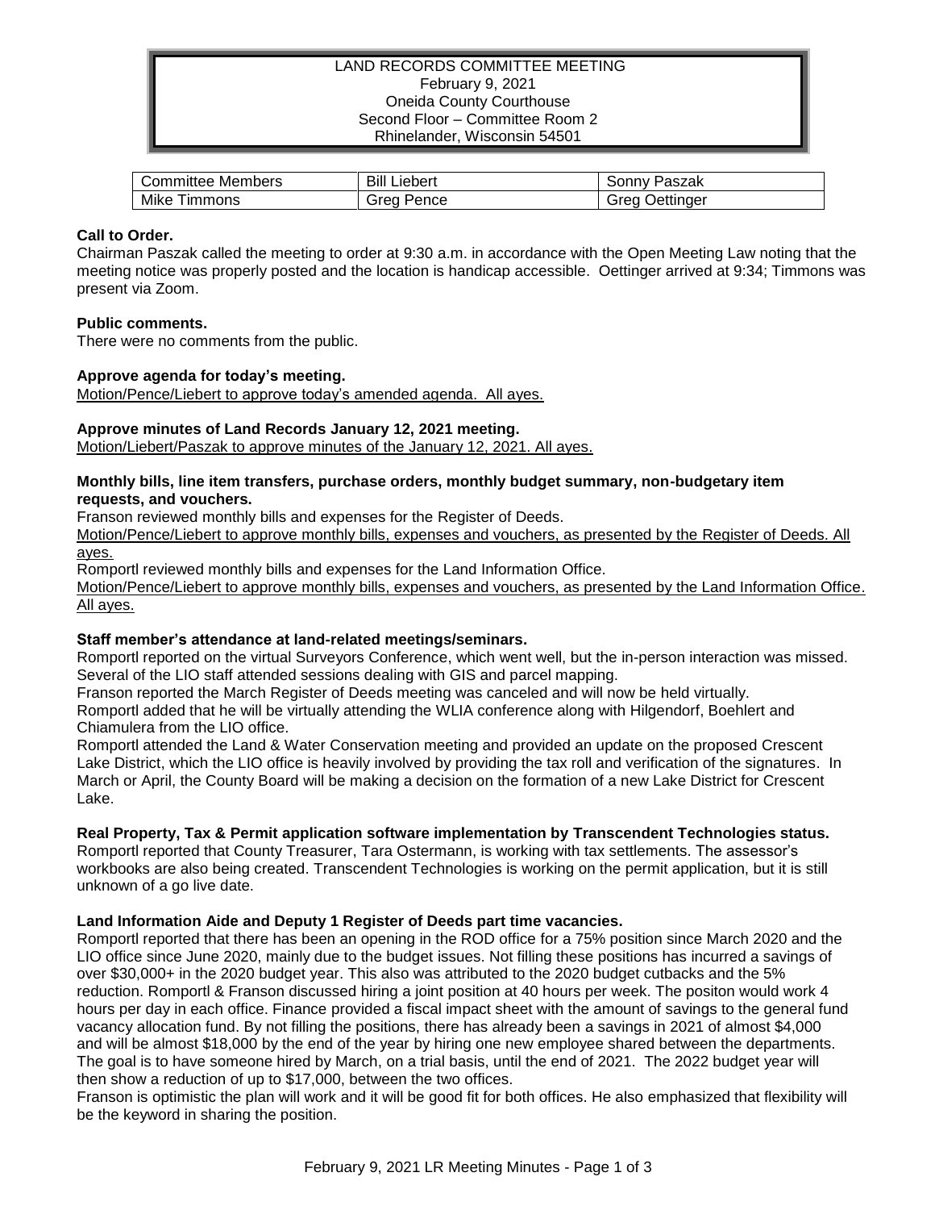LAND RECORDS COMMITTEE MEETING
February 9, 2021
Oneida County Courthouse
Second Floor – Committee Room 2
Rhinelander, Wisconsin 54501

| Committee Members | Bill Liebert | Sonny Paszak |
|---|---|---|
| Mike Timmons | Greg Pence | Greg Oettinger |

**Call to Order.**

Chairman Paszak called the meeting to order at 9:30 a.m. in accordance with the Open Meeting Law noting that the meeting notice was properly posted and the location is handicap accessible. Oettinger arrived at 9:34; Timmons was present via Zoom.

**Public comments.**

There were no comments from the public.

**Approve agenda for today's meeting.**

Motion/Pence/Liebert to approve today's amended agenda. All ayes.

**Approve minutes of Land Records January 12, 2021 meeting.**

Motion/Liebert/Paszak to approve minutes of the January 12, 2021. All ayes.

**Monthly bills, line item transfers, purchase orders, monthly budget summary, non-budgetary item requests, and vouchers.**

Franson reviewed monthly bills and expenses for the Register of Deeds.

Motion/Pence/Liebert to approve monthly bills, expenses and vouchers, as presented by the Register of Deeds. All ayes.

Romportl reviewed monthly bills and expenses for the Land Information Office.

Motion/Pence/Liebert to approve monthly bills, expenses and vouchers, as presented by the Land Information Office. All ayes.

**Staff member's attendance at land-related meetings/seminars.**

Romportl reported on the virtual Surveyors Conference, which went well, but the in-person interaction was missed. Several of the LIO staff attended sessions dealing with GIS and parcel mapping.

Franson reported the March Register of Deeds meeting was canceled and will now be held virtually.

Romportl added that he will be virtually attending the WLIA conference along with Hilgendorf, Boehlert and Chiamulera from the LIO office.

Romportl attended the Land & Water Conservation meeting and provided an update on the proposed Crescent Lake District, which the LIO office is heavily involved by providing the tax roll and verification of the signatures. In March or April, the County Board will be making a decision on the formation of a new Lake District for Crescent Lake.

**Real Property, Tax & Permit application software implementation by Transcendent Technologies status.**

Romportl reported that County Treasurer, Tara Ostermann, is working with tax settlements. The assessor's workbooks are also being created. Transcendent Technologies is working on the permit application, but it is still unknown of a go live date.

**Land Information Aide and Deputy 1 Register of Deeds part time vacancies.**

Romportl reported that there has been an opening in the ROD office for a 75% position since March 2020 and the LIO office since June 2020, mainly due to the budget issues. Not filling these positions has incurred a savings of over $30,000+ in the 2020 budget year. This also was attributed to the 2020 budget cutbacks and the 5% reduction. Romportl & Franson discussed hiring a joint position at 40 hours per week. The positon would work 4 hours per day in each office. Finance provided a fiscal impact sheet with the amount of savings to the general fund vacancy allocation fund. By not filling the positions, there has already been a savings in 2021 of almost $4,000 and will be almost $18,000 by the end of the year by hiring one new employee shared between the departments. The goal is to have someone hired by March, on a trial basis, until the end of 2021. The 2022 budget year will then show a reduction of up to $17,000, between the two offices.

Franson is optimistic the plan will work and it will be good fit for both offices. He also emphasized that flexibility will be the keyword in sharing the position.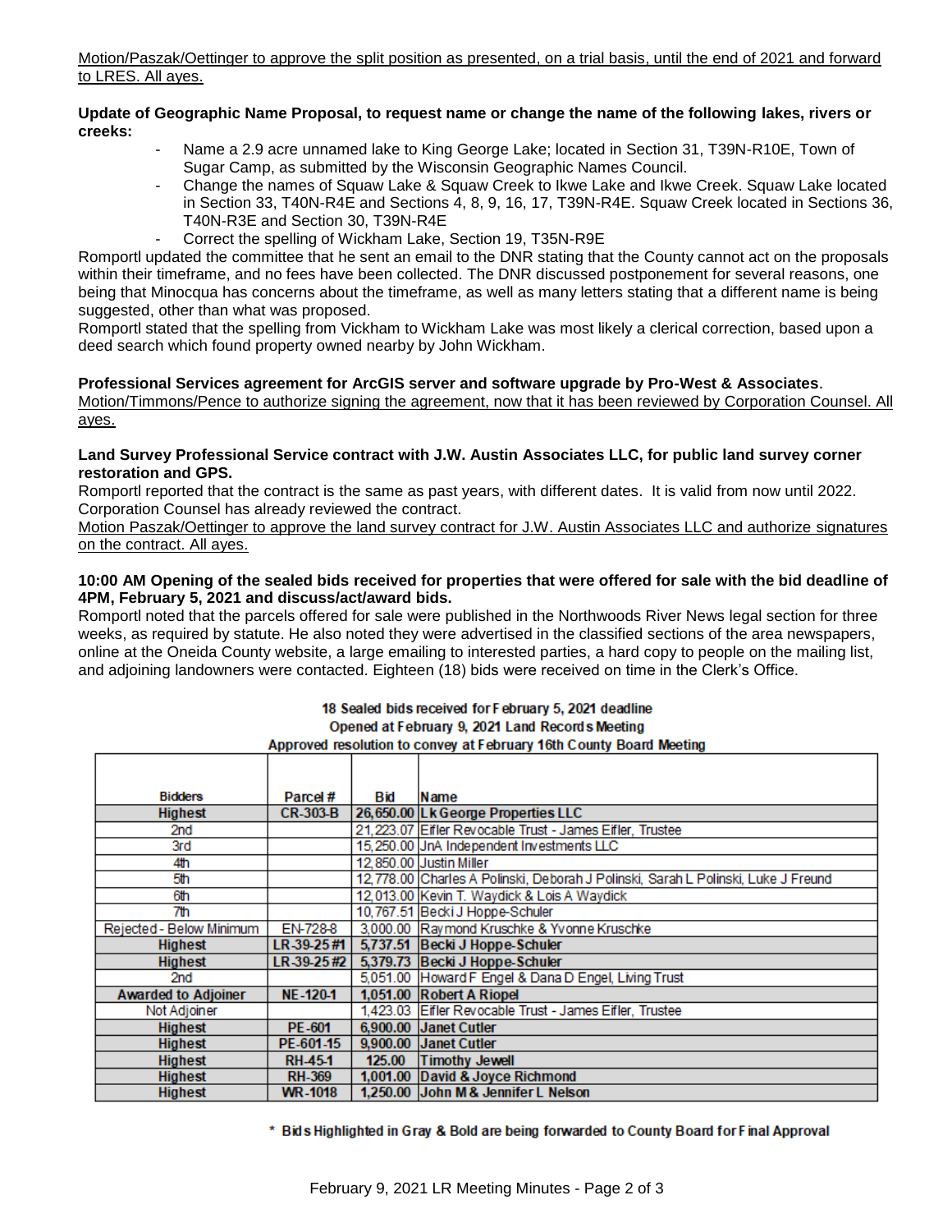Motion/Paszak/Oettinger to approve the split position as presented, on a trial basis, until the end of 2021 and forward to LRES. All ayes.

**Update of Geographic Name Proposal, to request name or change the name of the following lakes, rivers or creeks:**

- Name a 2.9 acre unnamed lake to King George Lake; located in Section 31, T39N-R10E, Town of Sugar Camp, as submitted by the Wisconsin Geographic Names Council.
- Change the names of Squaw Lake & Squaw Creek to Ikwe Lake and Ikwe Creek. Squaw Lake located in Section 33, T40N-R4E and Sections 4, 8, 9, 16, 17, T39N-R4E. Squaw Creek located in Sections 36, T40N-R3E and Section 30, T39N-R4E
- Correct the spelling of Wickham Lake, Section 19, T35N-R9E

Romportl updated the committee that he sent an email to the DNR stating that the County cannot act on the proposals within their timeframe, and no fees have been collected. The DNR discussed postponement for several reasons, one being that Minocqua has concerns about the timeframe, as well as many letters stating that a different name is being suggested, other than what was proposed.

Romportl stated that the spelling from Vickham to Wickham Lake was most likely a clerical correction, based upon a deed search which found property owned nearby by John Wickham.

**Professional Services agreement for ArcGIS server and software upgrade by Pro-West & Associates**.

Motion/Timmons/Pence to authorize signing the agreement, now that it has been reviewed by Corporation Counsel. All ayes.

**Land Survey Professional Service contract with J.W. Austin Associates LLC, for public land survey corner restoration and GPS.**

Romportl reported that the contract is the same as past years, with different dates. It is valid from now until 2022. Corporation Counsel has already reviewed the contract.

Motion Paszak/Oettinger to approve the land survey contract for J.W. Austin Associates LLC and authorize signatures on the contract. All ayes.

**10:00 AM Opening of the sealed bids received for properties that were offered for sale with the bid deadline of 4PM, February 5, 2021 and discuss/act/award bids.**

Romportl noted that the parcels offered for sale were published in the Northwoods River News legal section for three weeks, as required by statute. He also noted they were advertised in the classified sections of the area newspapers, online at the Oneida County website, a large emailing to interested parties, a hard copy to people on the mailing list, and adjoining landowners were contacted. Eighteen (18) bids were received on time in the Clerk's Office.

**18 Sealed bids received for February 5, 2021 deadline**
**Opened at February 9, 2021 Land Records Meeting**
**Approved resolution to convey at February 16th County Board Meeting**

| Bidders | Parcel # | Bid | Name |
|---|---|---|---|
| **Highest** | **CR-303-B** | **26,650.00** | **Lk George Properties LLC** |
| 2nd | | 21,223.07 | Eifler Revocable Trust - James Eifler, Trustee |
| 3rd | | 15,250.00 | JnA Independent Investments LLC |
| 4th | | 12,850.00 | Justin Miller |
| 5th | | 12,778.00 | Charles A Polinski, Deborah J Polinski, Sarah L Polinski, Luke J Freund |
| 6th | | 12,013.00 | Kevin T. Waydick & Lois A Waydick |
| 7th | | 10,767.51 | Becki J Hoppe-Schuler |
| Rejected - Below Minimum | EN-728-8 | 3,000.00 | Raymond Kruschke & Yvonne Kruschke |
| **Highest** | **LR-39-25 #1** | **5,737.51** | **Becki J Hoppe-Schuler** |
| **Highest** | **LR-39-25 #2** | **5,379.73** | **Becki J Hoppe-Schuler** |
| 2nd | | 5,051.00 | Howard F Engel & Dana D Engel, Living Trust |
| **Awarded to Adjoiner** | **NE-120-1** | **1,051.00** | **Robert A Riopel** |
| Not Adjoiner | | 1,423.03 | Eifler Revocable Trust - James Eifler, Trustee |
| **Highest** | **PE-601** | **6,900.00** | **Janet Cutler** |
| **Highest** | **PE-601-15** | **9,900.00** | **Janet Cutler** |
| **Highest** | **RH-45-1** | **125.00** | **Timothy Jewell** |
| **Highest** | **RH-369** | **1,001.00** | **David & Joyce Richmond** |
| **Highest** | **WR-1018** | **1,250.00** | **John M & Jennifer L Nelson** |

\* **Bids Highlighted in Gray & Bold are being forwarded to County Board for Final Approval**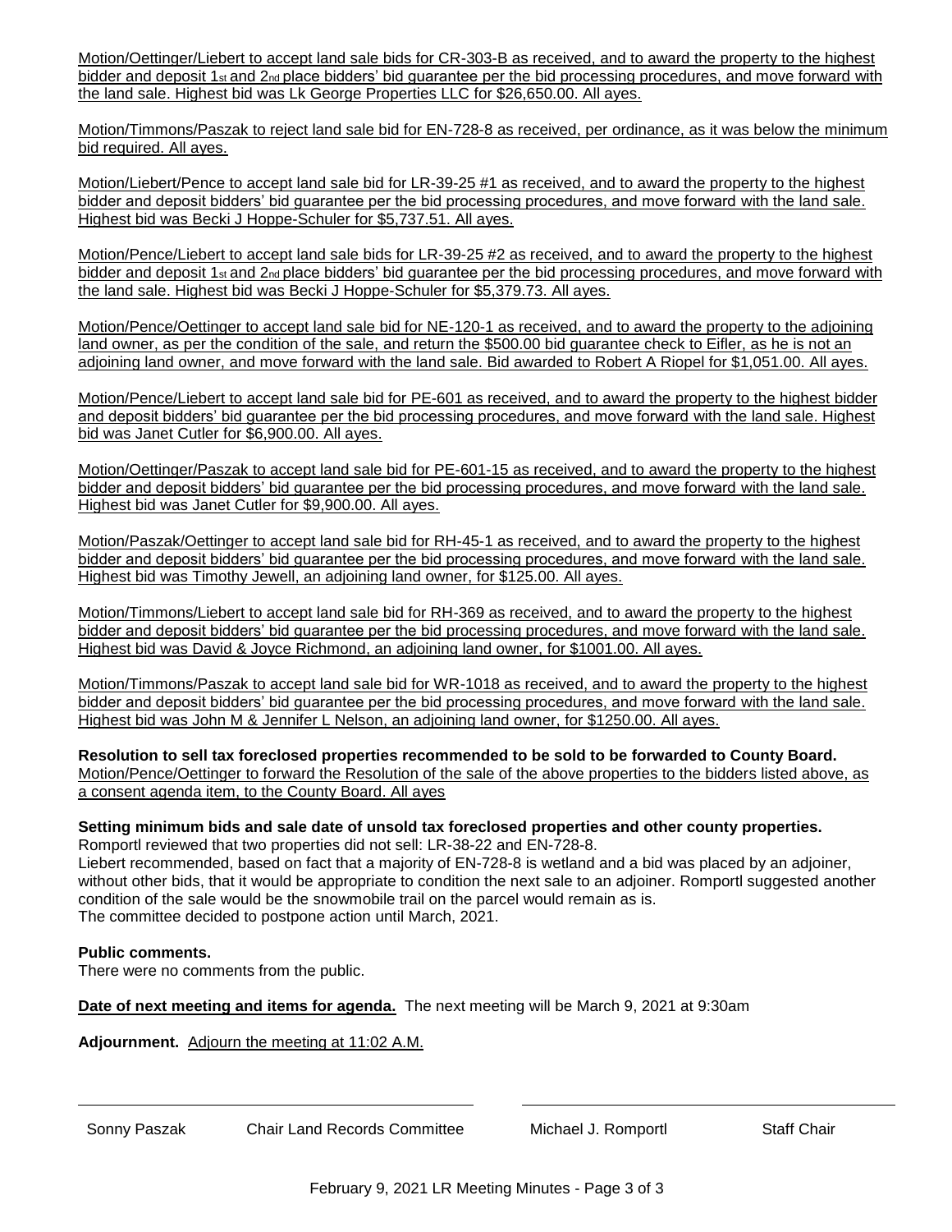Motion/Oettinger/Liebert to accept land sale bids for CR-303-B as received, and to award the property to the highest bidder and deposit 1st and 2nd place bidders' bid guarantee per the bid processing procedures, and move forward with the land sale. Highest bid was Lk George Properties LLC for $26,650.00. All ayes.

Motion/Timmons/Paszak to reject land sale bid for EN-728-8 as received, per ordinance, as it was below the minimum bid required. All ayes.

Motion/Liebert/Pence to accept land sale bid for LR-39-25 #1 as received, and to award the property to the highest bidder and deposit bidders' bid guarantee per the bid processing procedures, and move forward with the land sale. Highest bid was Becki J Hoppe-Schuler for $5,737.51. All ayes.

Motion/Pence/Liebert to accept land sale bids for LR-39-25 #2 as received, and to award the property to the highest bidder and deposit 1st and 2nd place bidders' bid guarantee per the bid processing procedures, and move forward with the land sale. Highest bid was Becki J Hoppe-Schuler for $5,379.73. All ayes.

Motion/Pence/Oettinger to accept land sale bid for NE-120-1 as received, and to award the property to the adjoining land owner, as per the condition of the sale, and return the $500.00 bid guarantee check to Eifler, as he is not an adjoining land owner, and move forward with the land sale. Bid awarded to Robert A Riopel for $1,051.00. All ayes.

Motion/Pence/Liebert to accept land sale bid for PE-601 as received, and to award the property to the highest bidder and deposit bidders' bid guarantee per the bid processing procedures, and move forward with the land sale. Highest bid was Janet Cutler for $6,900.00. All ayes.

Motion/Oettinger/Paszak to accept land sale bid for PE-601-15 as received, and to award the property to the highest bidder and deposit bidders' bid guarantee per the bid processing procedures, and move forward with the land sale. Highest bid was Janet Cutler for $9,900.00. All ayes.

Motion/Paszak/Oettinger to accept land sale bid for RH-45-1 as received, and to award the property to the highest bidder and deposit bidders' bid guarantee per the bid processing procedures, and move forward with the land sale. Highest bid was Timothy Jewell, an adjoining land owner, for $125.00. All ayes.

Motion/Timmons/Liebert to accept land sale bid for RH-369 as received, and to award the property to the highest bidder and deposit bidders' bid guarantee per the bid processing procedures, and move forward with the land sale. Highest bid was David & Joyce Richmond, an adjoining land owner, for $1001.00. All ayes.

Motion/Timmons/Paszak to accept land sale bid for WR-1018 as received, and to award the property to the highest bidder and deposit bidders' bid guarantee per the bid processing procedures, and move forward with the land sale. Highest bid was John M & Jennifer L Nelson, an adjoining land owner, for $1250.00. All ayes.

**Resolution to sell tax foreclosed properties recommended to be sold to be forwarded to County Board.**
Motion/Pence/Oettinger to forward the Resolution of the sale of the above properties to the bidders listed above, as a consent agenda item, to the County Board. All ayes

**Setting minimum bids and sale date of unsold tax foreclosed properties and other county properties.**
Romportl reviewed that two properties did not sell: LR-38-22 and EN-728-8.
Liebert recommended, based on fact that a majority of EN-728-8 is wetland and a bid was placed by an adjoiner, without other bids, that it would be appropriate to condition the next sale to an adjoiner. Romportl suggested another condition of the sale would be the snowmobile trail on the parcel would remain as is.
The committee decided to postpone action until March, 2021.

**Public comments.**
There were no comments from the public.

**Date of next meeting and items for agenda.** The next meeting will be March 9, 2021 at 9:30am

**Adjournment.** Adjourn the meeting at 11:02 A.M.

| | | | |
|---|---|---|---|
| Sonny Paszak | Chair Land Records Committee | Michael J. Romportl | Staff Chair |